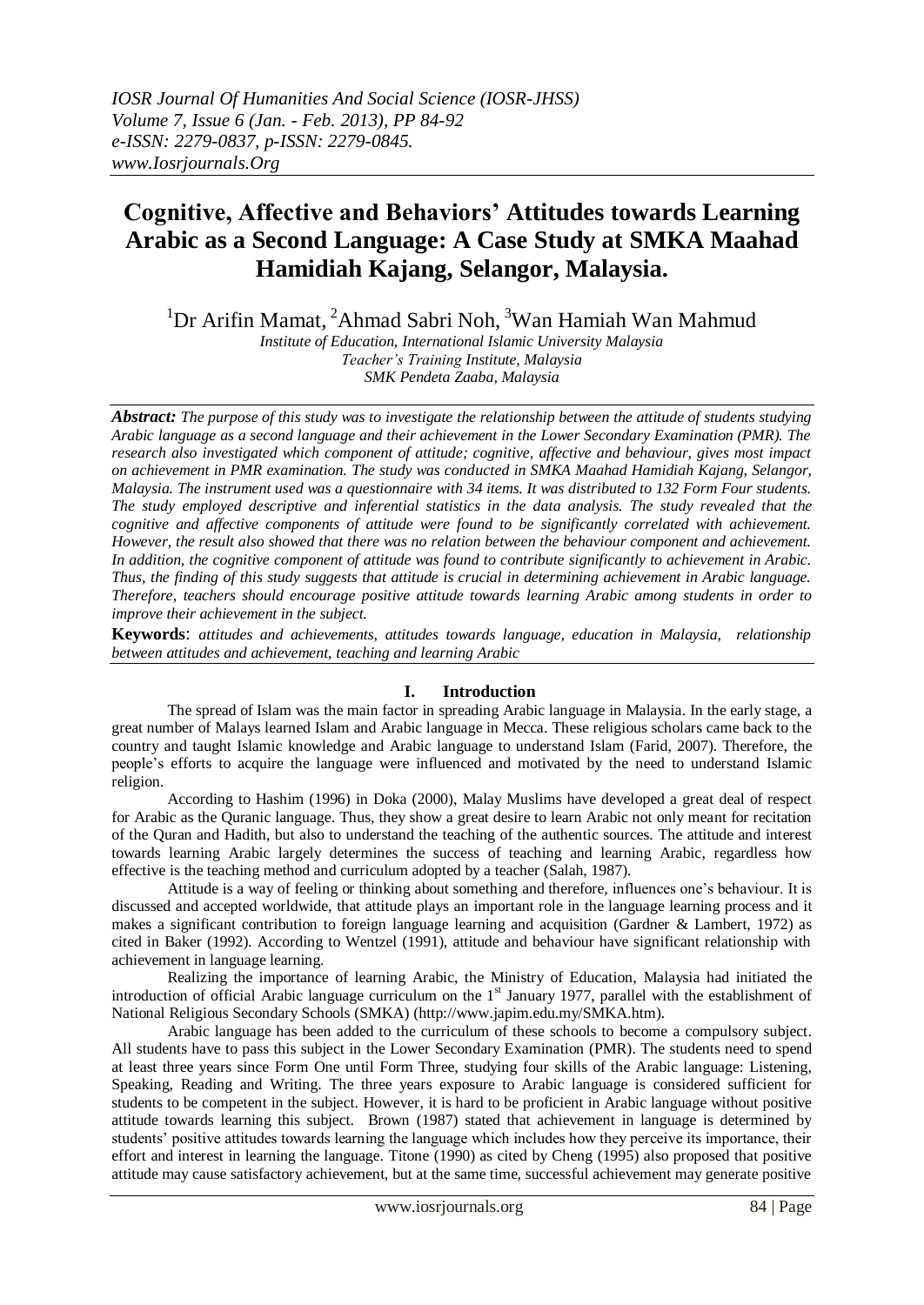# Cognitive, Affective and Behaviors' Attitudes towards Learning Arabic as a Second Language: A Case Study at SMKA Maahad Hamidiah Kajang, Selangor, Malaysia.

[1]Dr Arifin Mamat, [2]Ahmad Sabri Noh, [3]Wan Hamiah Wan Mahmud

*Institute of Education, International Islamic University Malaysia*
*Teacher's Training Institute, Malaysia*
*SMK Pendeta Zaaba, Malaysia*

***Abstract:*** *The purpose of this study was to investigate the relationship between the attitude of students studying Arabic language as a second language and their achievement in the Lower Secondary Examination (PMR). The research also investigated which component of attitude; cognitive, affective and behaviour, gives most impact on achievement in PMR examination. The study was conducted in SMKA Maahad Hamidiah Kajang, Selangor, Malaysia. The instrument used was a questionnaire with 34 items. It was distributed to 132 Form Four students. The study employed descriptive and inferential statistics in the data analysis. The study revealed that the cognitive and affective components of attitude were found to be significantly correlated with achievement. However, the result also showed that there was no relation between the behaviour component and achievement. In addition, the cognitive component of attitude was found to contribute significantly to achievement in Arabic. Thus, the finding of this study suggests that attitude is crucial in determining achievement in Arabic language. Therefore, teachers should encourage positive attitude towards learning Arabic among students in order to improve their achievement in the subject.*

**Keywords**: *attitudes and achievements, attitudes towards language, education in Malaysia, relationship between attitudes and achievement, teaching and learning Arabic*

## I. Introduction

The spread of Islam was the main factor in spreading Arabic language in Malaysia. In the early stage, a great number of Malays learned Islam and Arabic language in Mecca. These religious scholars came back to the country and taught Islamic knowledge and Arabic language to understand Islam (Farid, 2007). Therefore, the people's efforts to acquire the language were influenced and motivated by the need to understand Islamic religion.

According to Hashim (1996) in Doka (2000), Malay Muslims have developed a great deal of respect for Arabic as the Quranic language. Thus, they show a great desire to learn Arabic not only meant for recitation of the Quran and Hadith, but also to understand the teaching of the authentic sources. The attitude and interest towards learning Arabic largely determines the success of teaching and learning Arabic, regardless how effective is the teaching method and curriculum adopted by a teacher (Salah, 1987).

Attitude is a way of feeling or thinking about something and therefore, influences one's behaviour. It is discussed and accepted worldwide, that attitude plays an important role in the language learning process and it makes a significant contribution to foreign language learning and acquisition (Gardner & Lambert, 1972) as cited in Baker (1992). According to Wentzel (1991), attitude and behaviour have significant relationship with achievement in language learning.

Realizing the importance of learning Arabic, the Ministry of Education, Malaysia had initiated the introduction of official Arabic language curriculum on the 1st January 1977, parallel with the establishment of National Religious Secondary Schools (SMKA) (http://www.japim.edu.my/SMKA.htm).

Arabic language has been added to the curriculum of these schools to become a compulsory subject. All students have to pass this subject in the Lower Secondary Examination (PMR). The students need to spend at least three years since Form One until Form Three, studying four skills of the Arabic language: Listening, Speaking, Reading and Writing. The three years exposure to Arabic language is considered sufficient for students to be competent in the subject. However, it is hard to be proficient in Arabic language without positive attitude towards learning this subject. Brown (1987) stated that achievement in language is determined by students' positive attitudes towards learning the language which includes how they perceive its importance, their effort and interest in learning the language. Titone (1990) as cited by Cheng (1995) also proposed that positive attitude may cause satisfactory achievement, but at the same time, successful achievement may generate positive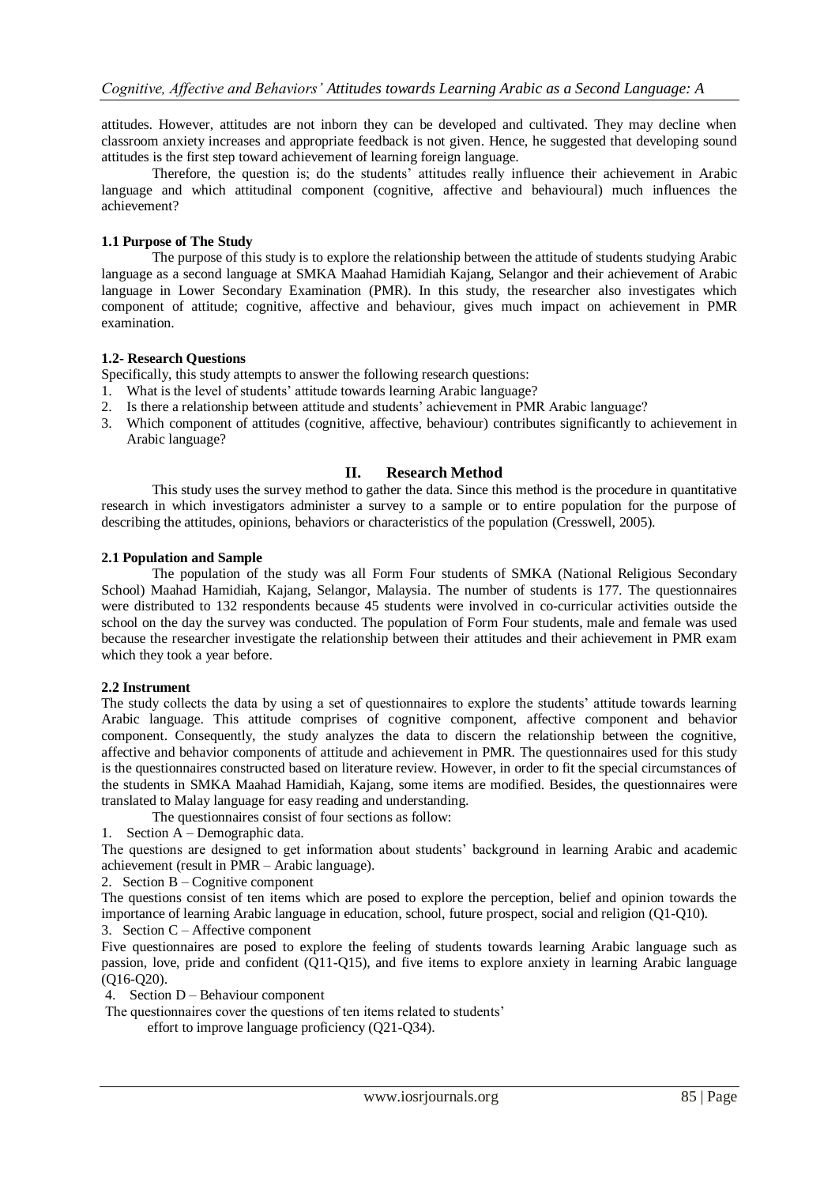attitudes. However, attitudes are not inborn they can be developed and cultivated. They may decline when classroom anxiety increases and appropriate feedback is not given. Hence, he suggested that developing sound attitudes is the first step toward achievement of learning foreign language.

Therefore, the question is; do the students' attitudes really influence their achievement in Arabic language and which attitudinal component (cognitive, affective and behavioural) much influences the achievement?

### 1.1 Purpose of The Study

The purpose of this study is to explore the relationship between the attitude of students studying Arabic language as a second language at SMKA Maahad Hamidiah Kajang, Selangor and their achievement of Arabic language in Lower Secondary Examination (PMR). In this study, the researcher also investigates which component of attitude; cognitive, affective and behaviour, gives much impact on achievement in PMR examination.

### 1.2- Research Questions

Specifically, this study attempts to answer the following research questions:

1. What is the level of students' attitude towards learning Arabic language?
2. Is there a relationship between attitude and students' achievement in PMR Arabic language?
3. Which component of attitudes (cognitive, affective, behaviour) contributes significantly to achievement in Arabic language?

## II. Research Method

This study uses the survey method to gather the data. Since this method is the procedure in quantitative research in which investigators administer a survey to a sample or to entire population for the purpose of describing the attitudes, opinions, behaviors or characteristics of the population (Cresswell, 2005).

### 2.1 Population and Sample

The population of the study was all Form Four students of SMKA (National Religious Secondary School) Maahad Hamidiah, Kajang, Selangor, Malaysia. The number of students is 177. The questionnaires were distributed to 132 respondents because 45 students were involved in co-curricular activities outside the school on the day the survey was conducted. The population of Form Four students, male and female was used because the researcher investigate the relationship between their attitudes and their achievement in PMR exam which they took a year before.

### 2.2 Instrument

The study collects the data by using a set of questionnaires to explore the students' attitude towards learning Arabic language. This attitude comprises of cognitive component, affective component and behavior component. Consequently, the study analyzes the data to discern the relationship between the cognitive, affective and behavior components of attitude and achievement in PMR. The questionnaires used for this study is the questionnaires constructed based on literature review. However, in order to fit the special circumstances of the students in SMKA Maahad Hamidiah, Kajang, some items are modified. Besides, the questionnaires were translated to Malay language for easy reading and understanding.

The questionnaires consist of four sections as follow:

1. Section A – Demographic data.

The questions are designed to get information about students' background in learning Arabic and academic achievement (result in PMR – Arabic language).

2. Section B – Cognitive component

The questions consist of ten items which are posed to explore the perception, belief and opinion towards the importance of learning Arabic language in education, school, future prospect, social and religion (Q1-Q10).

3. Section C – Affective component

Five questionnaires are posed to explore the feeling of students towards learning Arabic language such as passion, love, pride and confident (Q11-Q15), and five items to explore anxiety in learning Arabic language (Q16-Q20).

4. Section D – Behaviour component

The questionnaires cover the questions of ten items related to students' effort to improve language proficiency (Q21-Q34).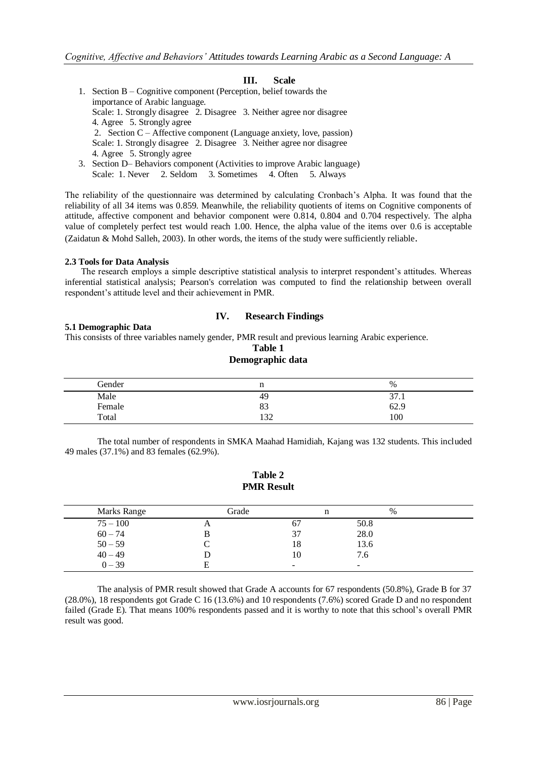### III. Scale

1. Section B – Cognitive component (Perception, belief towards the importance of Arabic language.
   Scale: 1. Strongly disagree 2. Disagree 3. Neither agree nor disagree 4. Agree 5. Strongly agree
2. Section C – Affective component (Language anxiety, love, passion)
   Scale: 1. Strongly disagree 2. Disagree 3. Neither agree nor disagree 4. Agree 5. Strongly agree
3. Section D– Behaviors component (Activities to improve Arabic language)
   Scale: 1. Never 2. Seldom 3. Sometimes 4. Often 5. Always

The reliability of the questionnaire was determined by calculating Cronbach's Alpha. It was found that the reliability of all 34 items was 0.859. Meanwhile, the reliability quotients of items on Cognitive components of attitude, affective component and behavior component were 0.814, 0.804 and 0.704 respectively. The alpha value of completely perfect test would reach 1.00. Hence, the alpha value of the items over 0.6 is acceptable (Zaidatun & Mohd Salleh, 2003). In other words, the items of the study were sufficiently reliable.

#### 2.3 Tools for Data Analysis

The research employs a simple descriptive statistical analysis to interpret respondent's attitudes. Whereas inferential statistical analysis; Pearson's correlation was computed to find the relationship between overall respondent's attitude level and their achievement in PMR.

## IV. Research Findings

#### 5.1 Demographic Data

This consists of three variables namely gender, PMR result and previous learning Arabic experience.

**Table 1**
**Demographic data**

| Gender | n | % |
|---|---|---|
| Male | 49 | 37.1 |
| Female | 83 | 62.9 |
| Total | 132 | 100 |

The total number of respondents in SMKA Maahad Hamidiah, Kajang was 132 students. This included 49 males (37.1%) and 83 females (62.9%).

**Table 2**
**PMR Result**

| Marks Range | Grade | n | % |
|---|---|---|---|
| 75 – 100 | A | 67 | 50.8 |
| 60 – 74 | B | 37 | 28.0 |
| 50 – 59 | C | 18 | 13.6 |
| 40 – 49 | D | 10 | 7.6 |
| 0 – 39 | E | - | - |

The analysis of PMR result showed that Grade A accounts for 67 respondents (50.8%), Grade B for 37 (28.0%), 18 respondents got Grade C 16 (13.6%) and 10 respondents (7.6%) scored Grade D and no respondent failed (Grade E). That means 100% respondents passed and it is worthy to note that this school's overall PMR result was good.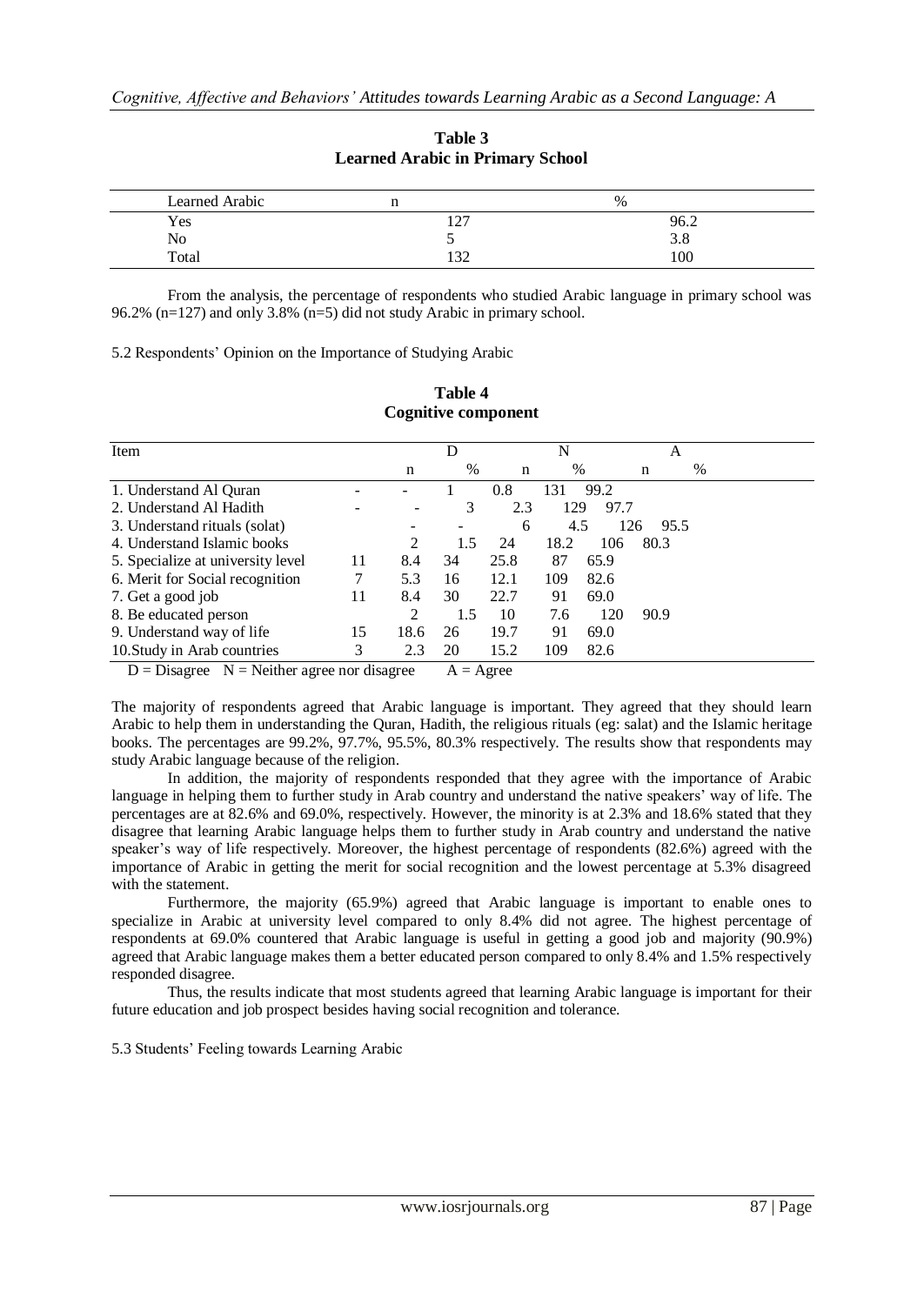### Table 3
### Learned Arabic in Primary School

| Learned Arabic | n | % |
|---|---|---|
| Yes | 127 | 96.2 |
| No | 5 | 3.8 |
| Total | 132 | 100 |

From the analysis, the percentage of respondents who studied Arabic language in primary school was 96.2% (n=127) and only 3.8% (n=5) did not study Arabic in primary school.

5.2 Respondents' Opinion on the Importance of Studying Arabic

### Table 4
### Cognitive component

| Item | D | | N | | A | |
|---|---|---|---|---|---|---|
| | n | % | n | % | n | % |
| 1. Understand Al Quran | - | - | 1 | 0.8 | 131 | 99.2 |
| 2. Understand Al Hadith | - | - | 3 | 2.3 | 129 | 97.7 |
| 3. Understand rituals (solat) | - | - | 6 | 4.5 | 126 | 95.5 |
| 4. Understand Islamic books | 2 | 1.5 | 24 | 18.2 | 106 | 80.3 |
| 5. Specialize at university level | 11 | 8.4 | 34 | 25.8 | 87 | 65.9 |
| 6. Merit for Social recognition | 7 | 5.3 | 16 | 12.1 | 109 | 82.6 |
| 7. Get a good job | 11 | 8.4 | 30 | 22.7 | 91 | 69.0 |
| 8. Be educated person | 2 | 1.5 | 10 | 7.6 | 120 | 90.9 |
| 9. Understand way of life | 15 | 18.6 | 26 | 19.7 | 91 | 69.0 |
| 10.Study in Arab countries | 3 | 2.3 | 20 | 15.2 | 109 | 82.6 |

D = Disagree N = Neither agree nor disagree A = Agree

The majority of respondents agreed that Arabic language is important. They agreed that they should learn Arabic to help them in understanding the Quran, Hadith, the religious rituals (eg: salat) and the Islamic heritage books. The percentages are 99.2%, 97.7%, 95.5%, 80.3% respectively. The results show that respondents may study Arabic language because of the religion.

In addition, the majority of respondents responded that they agree with the importance of Arabic language in helping them to further study in Arab country and understand the native speakers' way of life. The percentages are at 82.6% and 69.0%, respectively. However, the minority is at 2.3% and 18.6% stated that they disagree that learning Arabic language helps them to further study in Arab country and understand the native speaker's way of life respectively. Moreover, the highest percentage of respondents (82.6%) agreed with the importance of Arabic in getting the merit for social recognition and the lowest percentage at 5.3% disagreed with the statement.

Furthermore, the majority (65.9%) agreed that Arabic language is important to enable ones to specialize in Arabic at university level compared to only 8.4% did not agree. The highest percentage of respondents at 69.0% countered that Arabic language is useful in getting a good job and majority (90.9%) agreed that Arabic language makes them a better educated person compared to only 8.4% and 1.5% respectively responded disagree.

Thus, the results indicate that most students agreed that learning Arabic language is important for their future education and job prospect besides having social recognition and tolerance.

5.3 Students' Feeling towards Learning Arabic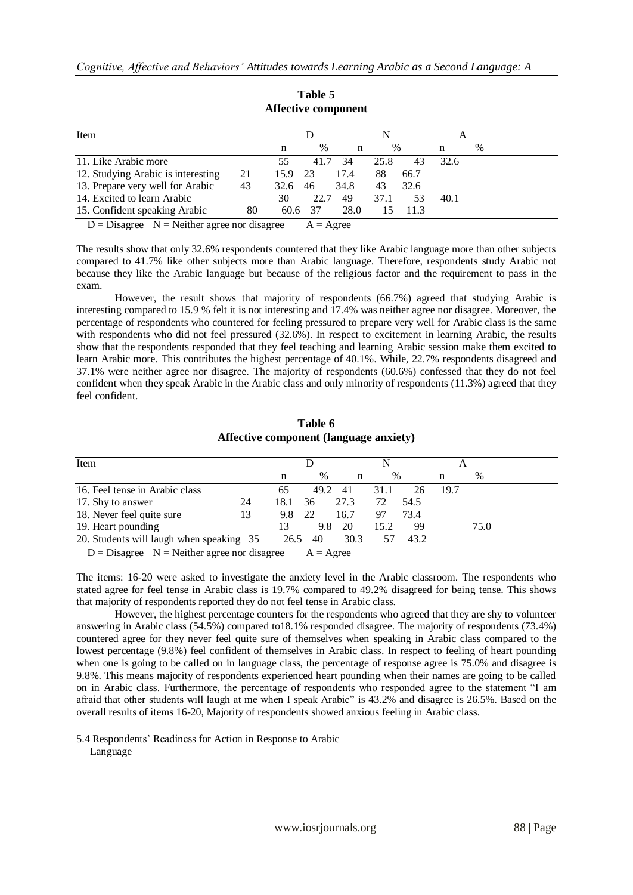**Table 5**
**Affective component**

| Item | D | | N | | A | |
|---|---|---|---|---|---|---|
| | n | % | n | % | n | % |
| 11. Like Arabic more | 55 | 41.7 | 34 | 25.8 | 43 | 32.6 |
| 12. Studying Arabic is interesting | 21 | 15.9 | 23 | 17.4 | 88 | 66.7 |
| 13. Prepare very well for Arabic | 43 | 32.6 | 46 | 34.8 | 43 | 32.6 |
| 14. Excited to learn Arabic | 30 | 22.7 | 49 | 37.1 | 53 | 40.1 |
| 15. Confident speaking Arabic | 80 | 60.6 | 37 | 28.0 | 15 | 11.3 |

D = Disagree N = Neither agree nor disagree A = Agree

The results show that only 32.6% respondents countered that they like Arabic language more than other subjects compared to 41.7% like other subjects more than Arabic language. Therefore, respondents study Arabic not because they like the Arabic language but because of the religious factor and the requirement to pass in the exam.

However, the result shows that majority of respondents (66.7%) agreed that studying Arabic is interesting compared to 15.9 % felt it is not interesting and 17.4% was neither agree nor disagree. Moreover, the percentage of respondents who countered for feeling pressured to prepare very well for Arabic class is the same with respondents who did not feel pressured (32.6%). In respect to excitement in learning Arabic, the results show that the respondents responded that they feel teaching and learning Arabic session make them excited to learn Arabic more. This contributes the highest percentage of 40.1%. While, 22.7% respondents disagreed and 37.1% were neither agree nor disagree. The majority of respondents (60.6%) confessed that they do not feel confident when they speak Arabic in the Arabic class and only minority of respondents (11.3%) agreed that they feel confident.

**Table 6**
**Affective component (language anxiety)**

| Item | D | | N | | A | |
|---|---|---|---|---|---|---|
| | n | % | n | % | n | % |
| 16. Feel tense in Arabic class | 65 | 49.2 | 41 | 31.1 | 26 | 19.7 |
| 17. Shy to answer | 24 | 18.1 | 36 | 27.3 | 72 | 54.5 |
| 18. Never feel quite sure | 13 | 9.8 | 22 | 16.7 | 97 | 73.4 |
| 19. Heart pounding | 13 | 9.8 | 20 | 15.2 | 99 | 75.0 |
| 20. Students will laugh when speaking | 35 | 26.5 | 40 | 30.3 | 57 | 43.2 |

D = Disagree N = Neither agree nor disagree A = Agree

The items: 16-20 were asked to investigate the anxiety level in the Arabic classroom. The respondents who stated agree for feel tense in Arabic class is 19.7% compared to 49.2% disagreed for being tense. This shows that majority of respondents reported they do not feel tense in Arabic class.

However, the highest percentage counters for the respondents who agreed that they are shy to volunteer answering in Arabic class (54.5%) compared to18.1% responded disagree. The majority of respondents (73.4%) countered agree for they never feel quite sure of themselves when speaking in Arabic class compared to the lowest percentage (9.8%) feel confident of themselves in Arabic class. In respect to feeling of heart pounding when one is going to be called on in language class, the percentage of response agree is 75.0% and disagree is 9.8%. This means majority of respondents experienced heart pounding when their names are going to be called on in Arabic class. Furthermore, the percentage of respondents who responded agree to the statement "I am afraid that other students will laugh at me when I speak Arabic" is 43.2% and disagree is 26.5%. Based on the overall results of items 16-20, Majority of respondents showed anxious feeling in Arabic class.

5.4 Respondents' Readiness for Action in Response to Arabic Language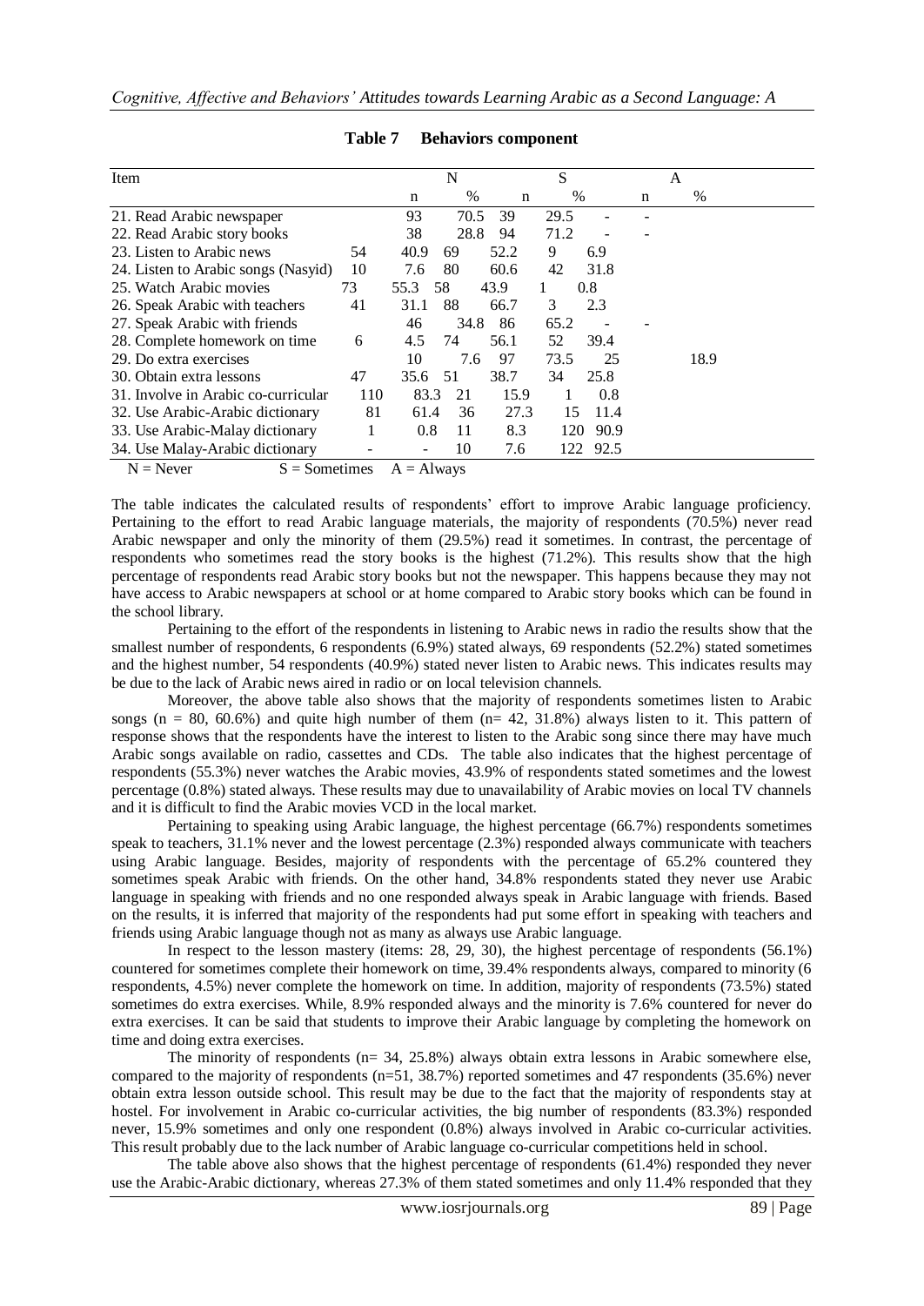**Table 7 Behaviors component**

| Item | N | | S | | A | |
|---|---|---|---|---|---|---|
| | n | % | n | % | n | % |
| 21. Read Arabic newspaper | 93 | 70.5 | 39 | 29.5 | - | - |
| 22. Read Arabic story books | 38 | 28.8 | 94 | 71.2 | - | - |
| 23. Listen to Arabic news | 54 | 40.9 | 69 | 52.2 | 9 | 6.9 |
| 24. Listen to Arabic songs (Nasyid) | 10 | 7.6 | 80 | 60.6 | 42 | 31.8 |
| 25. Watch Arabic movies | 73 | 55.3 | 58 | 43.9 | 1 | 0.8 |
| 26. Speak Arabic with teachers | 41 | 31.1 | 88 | 66.7 | 3 | 2.3 |
| 27. Speak Arabic with friends | 46 | 34.8 | 86 | 65.2 | - | - |
| 28. Complete homework on time | 6 | 4.5 | 74 | 56.1 | 52 | 39.4 |
| 29. Do extra exercises | 10 | 7.6 | 97 | 73.5 | 25 | 18.9 |
| 30. Obtain extra lessons | 47 | 35.6 | 51 | 38.7 | 34 | 25.8 |
| 31. Involve in Arabic co-curricular | 110 | 83.3 | 21 | 15.9 | 1 | 0.8 |
| 32. Use Arabic-Arabic dictionary | 81 | 61.4 | 36 | 27.3 | 15 | 11.4 |
| 33. Use Arabic-Malay dictionary | 1 | 0.8 | 11 | 8.3 | 120 | 90.9 |
| 34. Use Malay-Arabic dictionary | - | - | 10 | 7.6 | 122 | 92.5 |

N = Never S = Sometimes A = Always

The table indicates the calculated results of respondents' effort to improve Arabic language proficiency. Pertaining to the effort to read Arabic language materials, the majority of respondents (70.5%) never read Arabic newspaper and only the minority of them (29.5%) read it sometimes. In contrast, the percentage of respondents who sometimes read the story books is the highest (71.2%). This results show that the high percentage of respondents read Arabic story books but not the newspaper. This happens because they may not have access to Arabic newspapers at school or at home compared to Arabic story books which can be found in the school library.

Pertaining to the effort of the respondents in listening to Arabic news in radio the results show that the smallest number of respondents, 6 respondents (6.9%) stated always, 69 respondents (52.2%) stated sometimes and the highest number, 54 respondents (40.9%) stated never listen to Arabic news. This indicates results may be due to the lack of Arabic news aired in radio or on local television channels.

Moreover, the above table also shows that the majority of respondents sometimes listen to Arabic songs (n = 80, 60.6%) and quite high number of them (n= 42, 31.8%) always listen to it. This pattern of response shows that the respondents have the interest to listen to the Arabic song since there may have much Arabic songs available on radio, cassettes and CDs. The table also indicates that the highest percentage of respondents (55.3%) never watches the Arabic movies, 43.9% of respondents stated sometimes and the lowest percentage (0.8%) stated always. These results may due to unavailability of Arabic movies on local TV channels and it is difficult to find the Arabic movies VCD in the local market.

Pertaining to speaking using Arabic language, the highest percentage (66.7%) respondents sometimes speak to teachers, 31.1% never and the lowest percentage (2.3%) responded always communicate with teachers using Arabic language. Besides, majority of respondents with the percentage of 65.2% countered they sometimes speak Arabic with friends. On the other hand, 34.8% respondents stated they never use Arabic language in speaking with friends and no one responded always speak in Arabic language with friends. Based on the results, it is inferred that majority of the respondents had put some effort in speaking with teachers and friends using Arabic language though not as many as always use Arabic language.

In respect to the lesson mastery (items: 28, 29, 30), the highest percentage of respondents (56.1%) countered for sometimes complete their homework on time, 39.4% respondents always, compared to minority (6 respondents, 4.5%) never complete the homework on time. In addition, majority of respondents (73.5%) stated sometimes do extra exercises. While, 8.9% responded always and the minority is 7.6% countered for never do extra exercises. It can be said that students to improve their Arabic language by completing the homework on time and doing extra exercises.

The minority of respondents (n= 34, 25.8%) always obtain extra lessons in Arabic somewhere else, compared to the majority of respondents (n=51, 38.7%) reported sometimes and 47 respondents (35.6%) never obtain extra lesson outside school. This result may be due to the fact that the majority of respondents stay at hostel. For involvement in Arabic co-curricular activities, the big number of respondents (83.3%) responded never, 15.9% sometimes and only one respondent (0.8%) always involved in Arabic co-curricular activities. This result probably due to the lack number of Arabic language co-curricular competitions held in school.

The table above also shows that the highest percentage of respondents (61.4%) responded they never use the Arabic-Arabic dictionary, whereas 27.3% of them stated sometimes and only 11.4% responded that they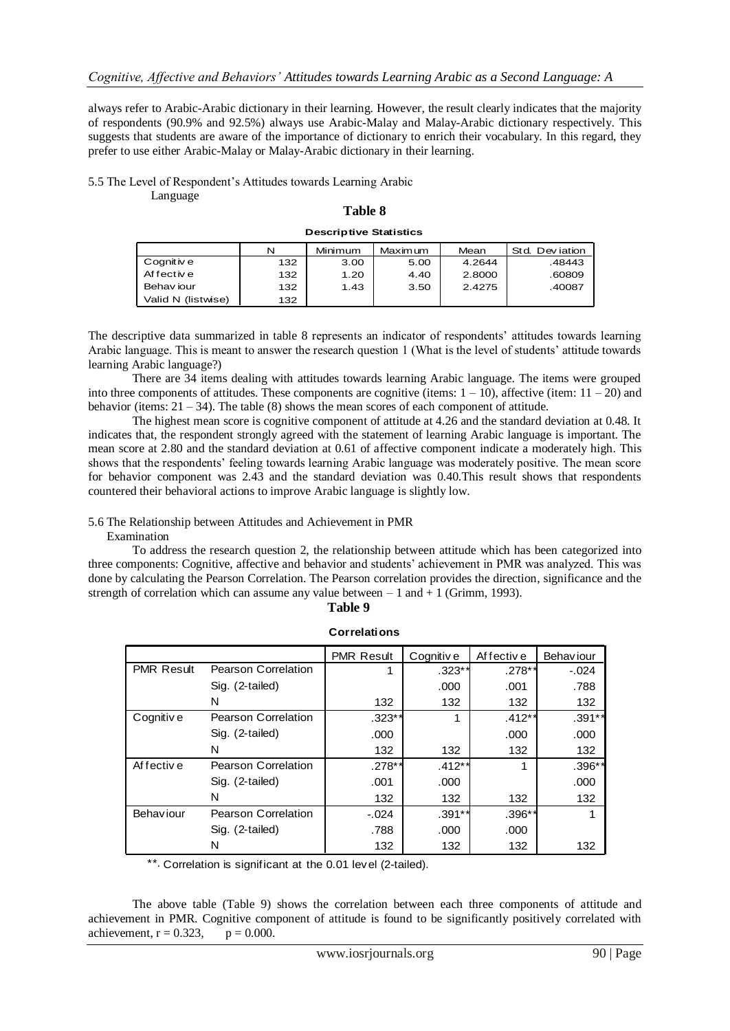always refer to Arabic-Arabic dictionary in their learning. However, the result clearly indicates that the majority of respondents (90.9% and 92.5%) always use Arabic-Malay and Malay-Arabic dictionary respectively. This suggests that students are aware of the importance of dictionary to enrich their vocabulary. In this regard, they prefer to use either Arabic-Malay or Malay-Arabic dictionary in their learning.

5.5 The Level of Respondent's Attitudes towards Learning Arabic Language

**Table 8**

**Descriptive Statistics**

| | N | Minimum | Maximum | Mean | Std. Deviation |
|---|---|---|---|---|---|
| Cognitive | 132 | 3.00 | 5.00 | 4.2644 | .48443 |
| Affective | 132 | 1.20 | 4.40 | 2.8000 | .60809 |
| Behaviour | 132 | 1.43 | 3.50 | 2.4275 | .40087 |
| Valid N (listwise) | 132 | | | | |

The descriptive data summarized in table 8 represents an indicator of respondents' attitudes towards learning Arabic language. This is meant to answer the research question 1 (What is the level of students' attitude towards learning Arabic language?)

There are 34 items dealing with attitudes towards learning Arabic language. The items were grouped into three components of attitudes. These components are cognitive (items: 1 – 10), affective (item: 11 – 20) and behavior (items: 21 – 34). The table (8) shows the mean scores of each component of attitude.

The highest mean score is cognitive component of attitude at 4.26 and the standard deviation at 0.48. It indicates that, the respondent strongly agreed with the statement of learning Arabic language is important. The mean score at 2.80 and the standard deviation at 0.61 of affective component indicate a moderately high. This shows that the respondents' feeling towards learning Arabic language was moderately positive. The mean score for behavior component was 2.43 and the standard deviation was 0.40.This result shows that respondents countered their behavioral actions to improve Arabic language is slightly low.

5.6 The Relationship between Attitudes and Achievement in PMR Examination

To address the research question 2, the relationship between attitude which has been categorized into three components: Cognitive, affective and behavior and students' achievement in PMR was analyzed. This was done by calculating the Pearson Correlation. The Pearson correlation provides the direction, significance and the strength of correlation which can assume any value between – 1 and + 1 (Grimm, 1993).

**Table 9**

**Correlations**

| | | PMR Result | Cognitive | Affective | Behaviour |
|---|---|---|---|---|---|
| PMR Result | Pearson Correlation | 1 | .323** | .278** | -.024 |
| | Sig. (2-tailed) | | .000 | .001 | .788 |
| | N | 132 | 132 | 132 | 132 |
| Cognitive | Pearson Correlation | .323** | 1 | .412** | .391** |
| | Sig. (2-tailed) | .000 | | .000 | .000 |
| | N | 132 | 132 | 132 | 132 |
| Affective | Pearson Correlation | .278** | .412** | 1 | .396** |
| | Sig. (2-tailed) | .001 | .000 | | .000 |
| | N | 132 | 132 | 132 | 132 |
| Behaviour | Pearson Correlation | -.024 | .391** | .396** | 1 |
| | Sig. (2-tailed) | .788 | .000 | .000 | |
| | N | 132 | 132 | 132 | 132 |

**. Correlation is significant at the 0.01 level (2-tailed).

The above table (Table 9) shows the correlation between each three components of attitude and achievement in PMR. Cognitive component of attitude is found to be significantly positively correlated with achievement, $r = 0.323$, $p = 0.000$.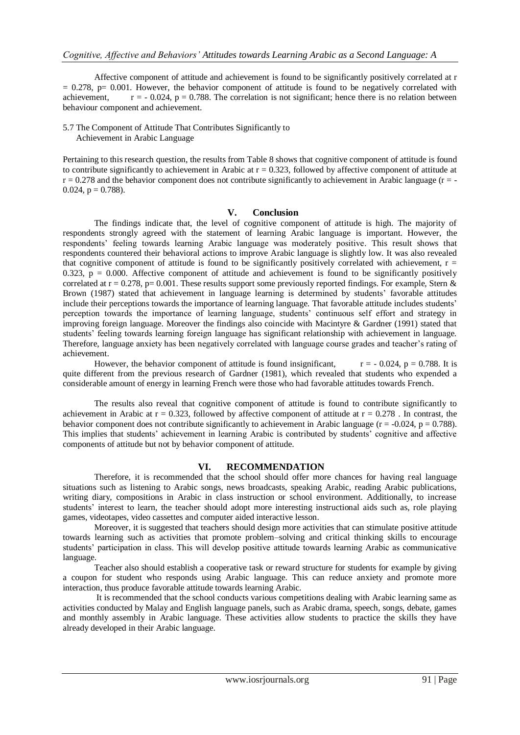Affective component of attitude and achievement is found to be significantly positively correlated at $r = 0.278$, $p = 0.001$. However, the behavior component of attitude is found to be negatively correlated with achievement, $r = -0.024$, $p = 0.788$. The correlation is not significant; hence there is no relation between behaviour component and achievement.

### 5.7 The Component of Attitude That Contributes Significantly to Achievement in Arabic Language

Pertaining to this research question, the results from Table 8 shows that cognitive component of attitude is found to contribute significantly to achievement in Arabic at $r = 0.323$, followed by affective component of attitude at $r = 0.278$ and the behavior component does not contribute significantly to achievement in Arabic language ($r = -0.024$, $p = 0.788$).

## V. Conclusion

The findings indicate that, the level of cognitive component of attitude is high. The majority of respondents strongly agreed with the statement of learning Arabic language is important. However, the respondents' feeling towards learning Arabic language was moderately positive. This result shows that respondents countered their behavioral actions to improve Arabic language is slightly low. It was also revealed that cognitive component of attitude is found to be significantly positively correlated with achievement, $r = 0.323$, $p = 0.000$. Affective component of attitude and achievement is found to be significantly positively correlated at $r = 0.278$, $p = 0.001$. These results support some previously reported findings. For example, Stern & Brown (1987) stated that achievement in language learning is determined by students' favorable attitudes include their perceptions towards the importance of learning language. That favorable attitude includes students' perception towards the importance of learning language, students' continuous self effort and strategy in improving foreign language. Moreover the findings also coincide with Macintyre & Gardner (1991) stated that students' feeling towards learning foreign language has significant relationship with achievement in language. Therefore, language anxiety has been negatively correlated with language course grades and teacher's rating of achievement.

However, the behavior component of attitude is found insignificant, $r = -0.024$, $p = 0.788$. It is quite different from the previous research of Gardner (1981), which revealed that students who expended a considerable amount of energy in learning French were those who had favorable attitudes towards French.

The results also reveal that cognitive component of attitude is found to contribute significantly to achievement in Arabic at $r = 0.323$, followed by affective component of attitude at $r = 0.278$ . In contrast, the behavior component does not contribute significantly to achievement in Arabic language ($r = -0.024$, $p = 0.788$). This implies that students' achievement in learning Arabic is contributed by students' cognitive and affective components of attitude but not by behavior component of attitude.

## VI. RECOMMENDATION

Therefore, it is recommended that the school should offer more chances for having real language situations such as listening to Arabic songs, news broadcasts, speaking Arabic, reading Arabic publications, writing diary, compositions in Arabic in class instruction or school environment. Additionally, to increase students' interest to learn, the teacher should adopt more interesting instructional aids such as, role playing games, videotapes, video cassettes and computer aided interactive lesson.

Moreover, it is suggested that teachers should design more activities that can stimulate positive attitude towards learning such as activities that promote problem–solving and critical thinking skills to encourage students' participation in class. This will develop positive attitude towards learning Arabic as communicative language.

Teacher also should establish a cooperative task or reward structure for students for example by giving a coupon for student who responds using Arabic language. This can reduce anxiety and promote more interaction, thus produce favorable attitude towards learning Arabic.

It is recommended that the school conducts various competitions dealing with Arabic learning same as activities conducted by Malay and English language panels, such as Arabic drama, speech, songs, debate, games and monthly assembly in Arabic language. These activities allow students to practice the skills they have already developed in their Arabic language.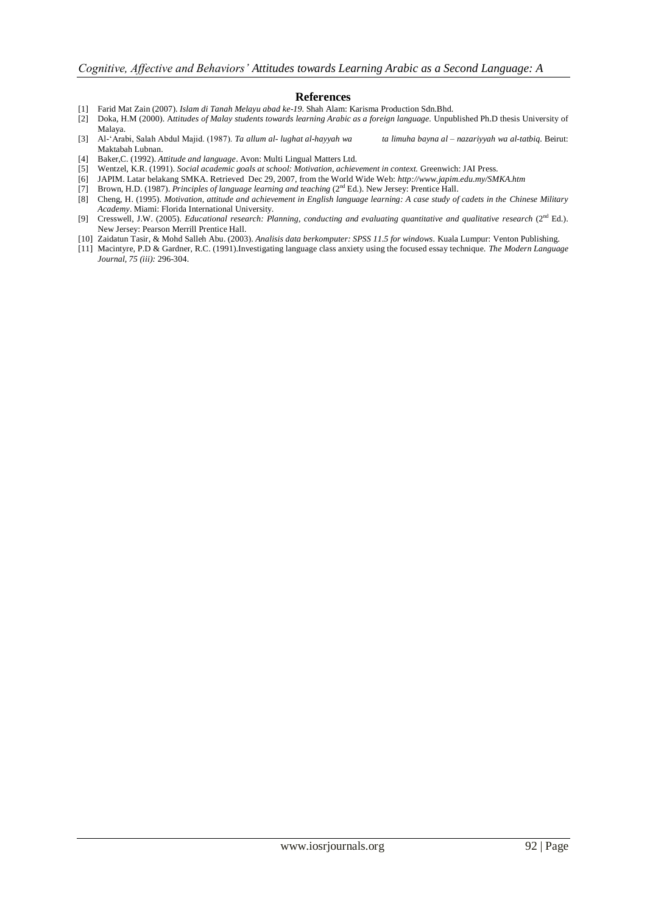## References

[1] Farid Mat Zain (2007). *Islam di Tanah Melayu abad ke-19.* Shah Alam: Karisma Production Sdn.Bhd.

[2] Doka, H.M (2000). A*ttitudes of Malay students towards learning Arabic as a foreign language.* Unpublished Ph.D thesis University of Malaya.

[3] Al-'Arabi, Salah Abdul Majid. (1987). *Ta allum al- lughat al-hayyah wa ta limuha bayna al – nazariyyah wa al-tatbiq.* Beirut: Maktabah Lubnan.

[4] Baker,C. (1992). *Attitude and language*. Avon: Multi Lingual Matters Ltd.

[5] Wentzel, K.R. (1991). *Social academic goals at school: Motivation, achievement in context.* Greenwich: JAI Press.

[6] JAPIM. Latar belakang SMKA. Retrieved Dec 29, 2007, from the World Wide Web: *http://www.japim.edu.my/SMKA.htm*

[7] Brown, H.D. (1987). *Principles of language learning and teaching* (2nd Ed.). New Jersey: Prentice Hall.

[8] Cheng, H. (1995). *Motivation, attitude and achievement in English language learning: A case study of cadets in the Chinese Military Academy*. Miami: Florida International University.

[9] Cresswell, J.W. (2005). *Educational research: Planning, conducting and evaluating quantitative and qualitative research* (2nd Ed.). New Jersey: Pearson Merrill Prentice Hall.

[10] Zaidatun Tasir, & Mohd Salleh Abu. (2003). *Analisis data berkomputer: SPSS 11.5 for windows*. Kuala Lumpur: Venton Publishing.

[11] Macintyre, P.D & Gardner, R.C. (1991).Investigating language class anxiety using the focused essay technique. *The Modern Language Journal, 75 (iii):* 296-304.